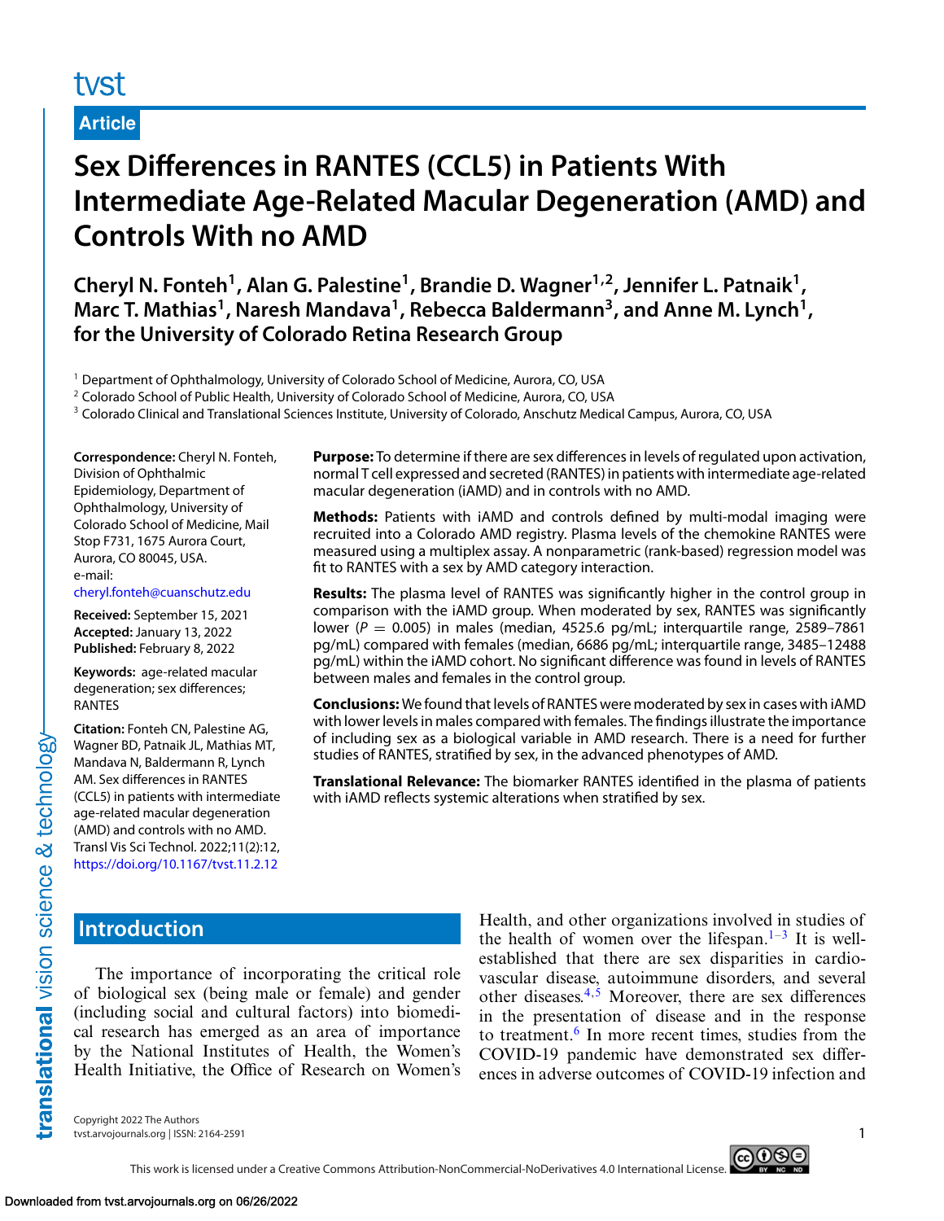# Sex Differences in RANTES (CCL5) in Patients With Intermediate Age-Related Macular Degeneration (AMD) and Controls With no AMD

**Cheryl N. Fonteh[1], Alan G. Palestine[1], Brandie D. Wagner[1,2], Jennifer L. Patnaik[1], Marc T. Mathias[1], Naresh Mandava[1], Rebecca Baldermann[3], and Anne M. Lynch[1], for the University of Colorado Retina Research Group**

[1] Department of Ophthalmology, University of Colorado School of Medicine, Aurora, CO, USA
[2] Colorado School of Public Health, University of Colorado School of Medicine, Aurora, CO, USA
[3] Colorado Clinical and Translational Sciences Institute, University of Colorado, Anschutz Medical Campus, Aurora, CO, USA

**Correspondence:** Cheryl N. Fonteh, Division of Ophthalmic Epidemiology, Department of Ophthalmology, University of Colorado School of Medicine, Mail Stop F731, 1675 Aurora Court, Aurora, CO 80045, USA.
e-mail: cheryl.fonteh@cuanschutz.edu

**Received:** September 15, 2021
**Accepted:** January 13, 2022
**Published:** February 8, 2022

**Keywords:** age-related macular degeneration; sex differences; RANTES

**Citation:** Fonteh CN, Palestine AG, Wagner BD, Patnaik JL, Mathias MT, Mandava N, Baldermann R, Lynch AM. Sex differences in RANTES (CCL5) in patients with intermediate age-related macular degeneration (AMD) and controls with no AMD. Transl Vis Sci Technol. 2022;11(2):12, https://doi.org/10.1167/tvst.11.2.12

**Purpose:** To determine if there are sex differences in levels of regulated upon activation, normal T cell expressed and secreted (RANTES) in patients with intermediate age-related macular degeneration (iAMD) and in controls with no AMD.

**Methods:** Patients with iAMD and controls defined by multi-modal imaging were recruited into a Colorado AMD registry. Plasma levels of the chemokine RANTES were measured using a multiplex assay. A nonparametric (rank-based) regression model was fit to RANTES with a sex by AMD category interaction.

**Results:** The plasma level of RANTES was significantly higher in the control group in comparison with the iAMD group. When moderated by sex, RANTES was significantly lower ($P = 0.005$) in males (median, 4525.6 pg/mL; interquartile range, 2589–7861 pg/mL) compared with females (median, 6686 pg/mL; interquartile range, 3485–12488 pg/mL) within the iAMD cohort. No significant difference was found in levels of RANTES between males and females in the control group.

**Conclusions:** We found that levels of RANTES were moderated by sex in cases with iAMD with lower levels in males compared with females. The findings illustrate the importance of including sex as a biological variable in AMD research. There is a need for further studies of RANTES, stratified by sex, in the advanced phenotypes of AMD.

**Translational Relevance:** The biomarker RANTES identified in the plasma of patients with iAMD reflects systemic alterations when stratified by sex.

## Introduction

The importance of incorporating the critical role of biological sex (being male or female) and gender (including social and cultural factors) into biomedical research has emerged as an area of importance by the National Institutes of Health, the Women's Health Initiative, the Office of Research on Women's Health, and other organizations involved in studies of the health of women over the lifespan.[1–3] It is well-established that there are sex disparities in cardiovascular disease, autoimmune disorders, and several other diseases.[4,5] Moreover, there are sex differences in the presentation of disease and in the response to treatment.[6] In more recent times, studies from the COVID-19 pandemic have demonstrated sex differences in adverse outcomes of COVID-19 infection and

Copyright 2022 The Authors
tvst.arvojournals.org | ISSN: 2164-2591

This work is licensed under a Creative Commons Attribution-NonCommercial-NoDerivatives 4.0 International License.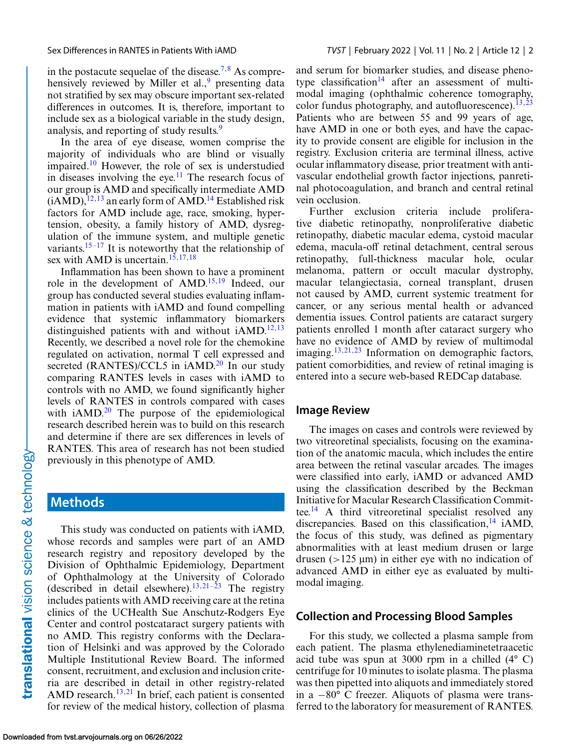in the postacute sequelae of the disease.[7,8] As comprehensively reviewed by Miller et al.,[9] presenting data not stratified by sex may obscure important sex-related differences in outcomes. It is, therefore, important to include sex as a biological variable in the study design, analysis, and reporting of study results.[9]

In the area of eye disease, women comprise the majority of individuals who are blind or visually impaired.[10] However, the role of sex is understudied in diseases involving the eye.[11] The research focus of our group is AMD and specifically intermediate AMD (iAMD),[12,13] an early form of AMD.[14] Established risk factors for AMD include age, race, smoking, hypertension, obesity, a family history of AMD, dysregulation of the immune system, and multiple genetic variants.[15–17] It is noteworthy that the relationship of sex with AMD is uncertain.[15,17,18]

Inflammation has been shown to have a prominent role in the development of AMD.[15,19] Indeed, our group has conducted several studies evaluating inflammation in patients with iAMD and found compelling evidence that systemic inflammatory biomarkers distinguished patients with and without iAMD.[12,13] Recently, we described a novel role for the chemokine regulated on activation, normal T cell expressed and secreted (RANTES)/CCL5 in iAMD.[20] In our study comparing RANTES levels in cases with iAMD to controls with no AMD, we found significantly higher levels of RANTES in controls compared with cases with iAMD.[20] The purpose of the epidemiological research described herein was to build on this research and determine if there are sex differences in levels of RANTES. This area of research has not been studied previously in this phenotype of AMD.

## Methods

This study was conducted on patients with iAMD, whose records and samples were part of an AMD research registry and repository developed by the Division of Ophthalmic Epidemiology, Department of Ophthalmology at the University of Colorado (described in detail elsewhere).[13,21–23] The registry includes patients with AMD receiving care at the retina clinics of the UCHealth Sue Anschutz-Rodgers Eye Center and control postcataract surgery patients with no AMD. This registry conforms with the Declaration of Helsinki and was approved by the Colorado Multiple Institutional Review Board. The informed consent, recruitment, and exclusion and inclusion criteria are described in detail in other registry-related AMD research.[13,21] In brief, each patient is consented for review of the medical history, collection of plasma and serum for biomarker studies, and disease phenotype classification[14] after an assessment of multimodal imaging (ophthalmic coherence tomography, color fundus photography, and autofluorescence).[13,23] Patients who are between 55 and 99 years of age, have AMD in one or both eyes, and have the capacity to provide consent are eligible for inclusion in the registry. Exclusion criteria are terminal illness, active ocular inflammatory disease, prior treatment with anti-vascular endothelial growth factor injections, panretinal photocoagulation, and branch and central retinal vein occlusion.

Further exclusion criteria include proliferative diabetic retinopathy, nonproliferative diabetic retinopathy, diabetic macular edema, cystoid macular edema, macula-off retinal detachment, central serous retinopathy, full-thickness macular hole, ocular melanoma, pattern or occult macular dystrophy, macular telangiectasia, corneal transplant, drusen not caused by AMD, current systemic treatment for cancer, or any serious mental health or advanced dementia issues. Control patients are cataract surgery patients enrolled 1 month after cataract surgery who have no evidence of AMD by review of multimodal imaging.[13,21,23] Information on demographic factors, patient comorbidities, and review of retinal imaging is entered into a secure web-based REDCap database.

### Image Review

The images on cases and controls were reviewed by two vitreoretinal specialists, focusing on the examination of the anatomic macula, which includes the entire area between the retinal vascular arcades. The images were classified into early, iAMD or advanced AMD using the classification described by the Beckman Initiative for Macular Research Classification Committee.[14] A third vitreoretinal specialist resolved any discrepancies. Based on this classification,[14] iAMD, the focus of this study, was defined as pigmentary abnormalities with at least medium drusen or large drusen (>125 μm) in either eye with no indication of advanced AMD in either eye as evaluated by multimodal imaging.

### Collection and Processing Blood Samples

For this study, we collected a plasma sample from each patient. The plasma ethylenediaminetetraacetic acid tube was spun at 3000 rpm in a chilled (4° C) centrifuge for 10 minutes to isolate plasma. The plasma was then pipetted into aliquots and immediately stored in a −80° C freezer. Aliquots of plasma were transferred to the laboratory for measurement of RANTES.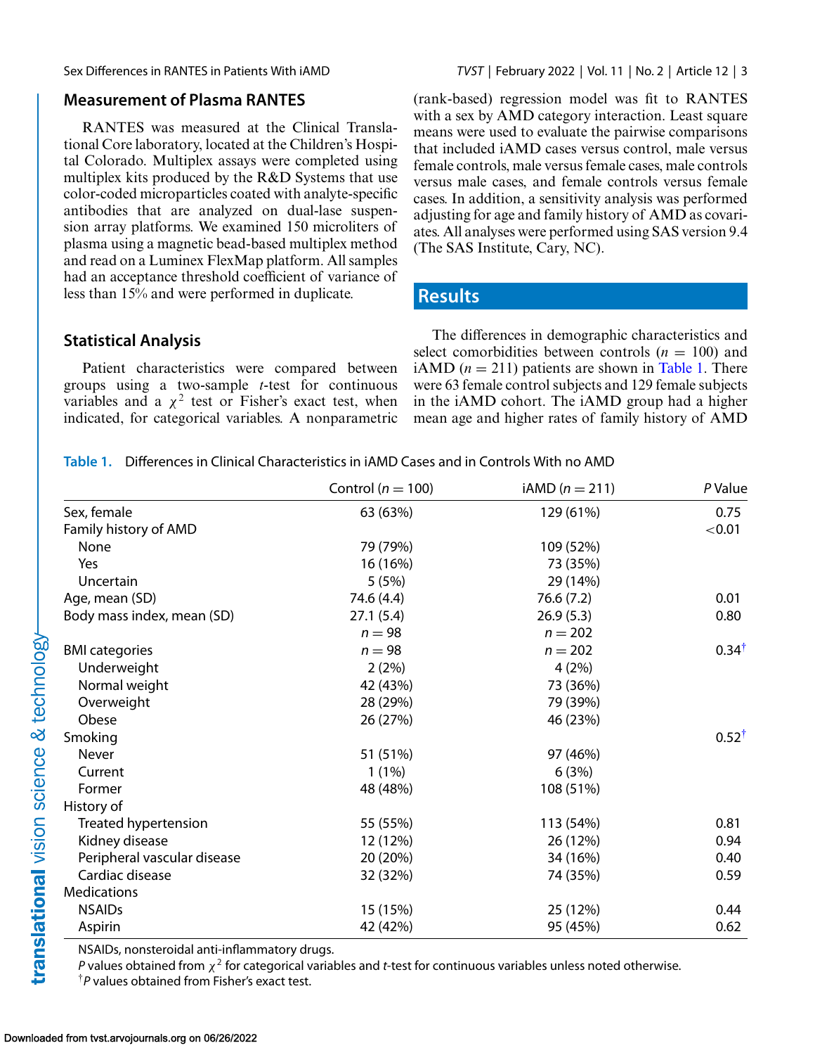## Measurement of Plasma RANTES

RANTES was measured at the Clinical Translational Core laboratory, located at the Children's Hospital Colorado. Multiplex assays were completed using multiplex kits produced by the R&D Systems that use color-coded microparticles coated with analyte-specific antibodies that are analyzed on dual-lase suspension array platforms. We examined 150 microliters of plasma using a magnetic bead-based multiplex method and read on a Luminex FlexMap platform. All samples had an acceptance threshold coefficient of variance of less than 15% and were performed in duplicate.

## Statistical Analysis

Patient characteristics were compared between groups using a two-sample *t*-test for continuous variables and a $\chi^2$ test or Fisher's exact test, when indicated, for categorical variables. A nonparametric (rank-based) regression model was fit to RANTES with a sex by AMD category interaction. Least square means were used to evaluate the pairwise comparisons that included iAMD cases versus control, male versus female controls, male versus female cases, male controls versus male cases, and female controls versus female cases. In addition, a sensitivity analysis was performed adjusting for age and family history of AMD as covariates. All analyses were performed using SAS version 9.4 (The SAS Institute, Cary, NC).

# Results

The differences in demographic characteristics and select comorbidities between controls ($n$ = 100) and iAMD ($n$ = 211) patients are shown in Table 1. There were 63 female control subjects and 129 female subjects in the iAMD cohort. The iAMD group had a higher mean age and higher rates of family history of AMD

**Table 1.** Differences in Clinical Characteristics in iAMD Cases and in Controls With no AMD

| | Control ($n$ = 100) | iAMD ($n$ = 211) | *P* Value |
|---|---|---|---|
| Sex, female | 63 (63%) | 129 (61%) | 0.75 |
| Family history of AMD | | | <0.01 |
| None | 79 (79%) | 109 (52%) | |
| Yes | 16 (16%) | 73 (35%) | |
| Uncertain | 5 (5%) | 29 (14%) | |
| Age, mean (SD) | 74.6 (4.4) | 76.6 (7.2) | 0.01 |
| Body mass index, mean (SD) | 27.1 (5.4) | 26.9 (5.3) | 0.80 |
| | $n$ = 98 | $n$ = 202 | |
| BMI categories | $n$ = 98 | $n$ = 202 | 0.34† |
| Underweight | 2 (2%) | 4 (2%) | |
| Normal weight | 42 (43%) | 73 (36%) | |
| Overweight | 28 (29%) | 79 (39%) | |
| Obese | 26 (27%) | 46 (23%) | |
| Smoking | | | 0.52† |
| Never | 51 (51%) | 97 (46%) | |
| Current | 1 (1%) | 6 (3%) | |
| Former | 48 (48%) | 108 (51%) | |
| History of | | | |
| Treated hypertension | 55 (55%) | 113 (54%) | 0.81 |
| Kidney disease | 12 (12%) | 26 (12%) | 0.94 |
| Peripheral vascular disease | 20 (20%) | 34 (16%) | 0.40 |
| Cardiac disease | 32 (32%) | 74 (35%) | 0.59 |
| Medications | | | |
| NSAIDs | 15 (15%) | 25 (12%) | 0.44 |
| Aspirin | 42 (42%) | 95 (45%) | 0.62 |

NSAIDs, nonsteroidal anti-inflammatory drugs.

*P* values obtained from $\chi^2$ for categorical variables and *t*-test for continuous variables unless noted otherwise.

†*P* values obtained from Fisher's exact test.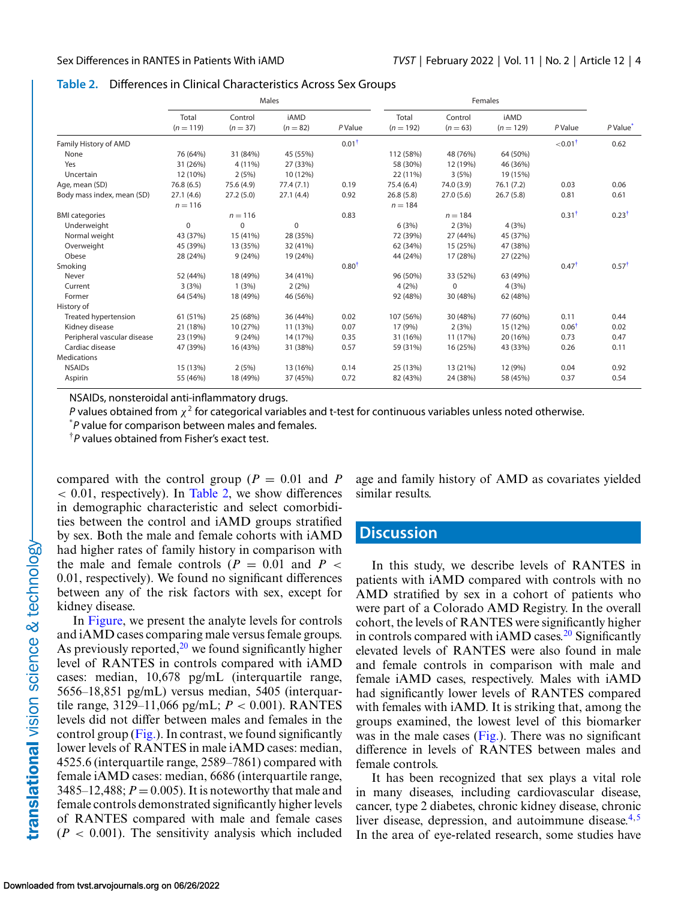**Table 2.** Differences in Clinical Characteristics Across Sex Groups

| | Males | | | | Females | | | | |
|---|---|---|---|---|---|---|---|---|---|
| | Total ($n$ = 119) | Control ($n$ = 37) | iAMD ($n$ = 82) | $P$ Value | Total ($n$ = 192) | Control ($n$ = 63) | iAMD ($n$ = 129) | $P$ Value | $P$ Value* |
| Family History of AMD | | | | 0.01† | | | | <0.01† | 0.62 |
| None | 76 (64%) | 31 (84%) | 45 (55%) | | 112 (58%) | 48 (76%) | 64 (50%) | | |
| Yes | 31 (26%) | 4 (11%) | 27 (33%) | | 58 (30%) | 12 (19%) | 46 (36%) | | |
| Uncertain | 12 (10%) | 2 (5%) | 10 (12%) | | 22 (11%) | 3 (5%) | 19 (15%) | | |
| Age, mean (SD) | 76.8 (6.5) | 75.6 (4.9) | 77.4 (7.1) | 0.19 | 75.4 (6.4) | 74.0 (3.9) | 76.1 (7.2) | 0.03 | 0.06 |
| Body mass index, mean (SD) | 27.1 (4.6) $n$ = 116 | 27.2 (5.0) | 27.1 (4.4) | 0.92 | 26.8 (5.8) $n$ = 184 | 27.0 (5.6) | 26.7 (5.8) | 0.81 | 0.61 |
| BMI categories | | $n$ = 116 | | 0.83 | | $n$ = 184 | | 0.31† | 0.23† |
| Underweight | 0 | 0 | 0 | | 6 (3%) | 2 (3%) | 4 (3%) | | |
| Normal weight | 43 (37%) | 15 (41%) | 28 (35%) | | 72 (39%) | 27 (44%) | 45 (37%) | | |
| Overweight | 45 (39%) | 13 (35%) | 32 (41%) | | 62 (34%) | 15 (25%) | 47 (38%) | | |
| Obese | 28 (24%) | 9 (24%) | 19 (24%) | | 44 (24%) | 17 (28%) | 27 (22%) | | |
| Smoking | | | | 0.80† | | | | 0.47† | 0.57† |
| Never | 52 (44%) | 18 (49%) | 34 (41%) | | 96 (50%) | 33 (52%) | 63 (49%) | | |
| Current | 3 (3%) | 1 (3%) | 2 (2%) | | 4 (2%) | 0 | 4 (3%) | | |
| Former | 64 (54%) | 18 (49%) | 46 (56%) | | 92 (48%) | 30 (48%) | 62 (48%) | | |
| History of | | | | | | | | | |
| Treated hypertension | 61 (51%) | 25 (68%) | 36 (44%) | 0.02 | 107 (56%) | 30 (48%) | 77 (60%) | 0.11 | 0.44 |
| Kidney disease | 21 (18%) | 10 (27%) | 11 (13%) | 0.07 | 17 (9%) | 2 (3%) | 15 (12%) | 0.06† | 0.02 |
| Peripheral vascular disease | 23 (19%) | 9 (24%) | 14 (17%) | 0.35 | 31 (16%) | 11 (17%) | 20 (16%) | 0.73 | 0.47 |
| Cardiac disease | 47 (39%) | 16 (43%) | 31 (38%) | 0.57 | 59 (31%) | 16 (25%) | 43 (33%) | 0.26 | 0.11 |
| Medications | | | | | | | | | |
| NSAIDs | 15 (13%) | 2 (5%) | 13 (16%) | 0.14 | 25 (13%) | 13 (21%) | 12 (9%) | 0.04 | 0.92 |
| Aspirin | 55 (46%) | 18 (49%) | 37 (45%) | 0.72 | 82 (43%) | 24 (38%) | 58 (45%) | 0.37 | 0.54 |

NSAIDs, nonsteroidal anti-inflammatory drugs.

$P$ values obtained from $\chi^2$ for categorical variables and t-test for continuous variables unless noted otherwise.

*$P$ value for comparison between males and females.

†$P$ values obtained from Fisher's exact test.

compared with the control group ($P$ = 0.01 and $P$ < 0.01, respectively). In Table 2, we show differences in demographic characteristic and select comorbidities between the control and iAMD groups stratified by sex. Both the male and female cohorts with iAMD had higher rates of family history in comparison with the male and female controls ($P$ = 0.01 and $P$ < 0.01, respectively). We found no significant differences between any of the risk factors with sex, except for kidney disease.

In Figure, we present the analyte levels for controls and iAMD cases comparing male versus female groups. As previously reported,[20] we found significantly higher level of RANTES in controls compared with iAMD cases: median, 10,678 pg/mL (interquartile range, 5656–18,851 pg/mL) versus median, 5405 (interquartile range, 3129–11,066 pg/mL; $P$ < 0.001). RANTES levels did not differ between males and females in the control group (Fig.). In contrast, we found significantly lower levels of RANTES in male iAMD cases: median, 4525.6 (interquartile range, 2589–7861) compared with female iAMD cases: median, 6686 (interquartile range, 3485–12,488; $P$ = 0.005). It is noteworthy that male and female controls demonstrated significantly higher levels of RANTES compared with male and female cases ($P$ < 0.001). The sensitivity analysis which included age and family history of AMD as covariates yielded similar results.

## Discussion

In this study, we describe levels of RANTES in patients with iAMD compared with controls with no AMD stratified by sex in a cohort of patients who were part of a Colorado AMD Registry. In the overall cohort, the levels of RANTES were significantly higher in controls compared with iAMD cases.[20] Significantly elevated levels of RANTES were also found in male and female controls in comparison with male and female iAMD cases, respectively. Males with iAMD had significantly lower levels of RANTES compared with females with iAMD. It is striking that, among the groups examined, the lowest level of this biomarker was in the male cases (Fig.). There was no significant difference in levels of RANTES between males and female controls.

It has been recognized that sex plays a vital role in many diseases, including cardiovascular disease, cancer, type 2 diabetes, chronic kidney disease, chronic liver disease, depression, and autoimmune disease.[4,5] In the area of eye-related research, some studies have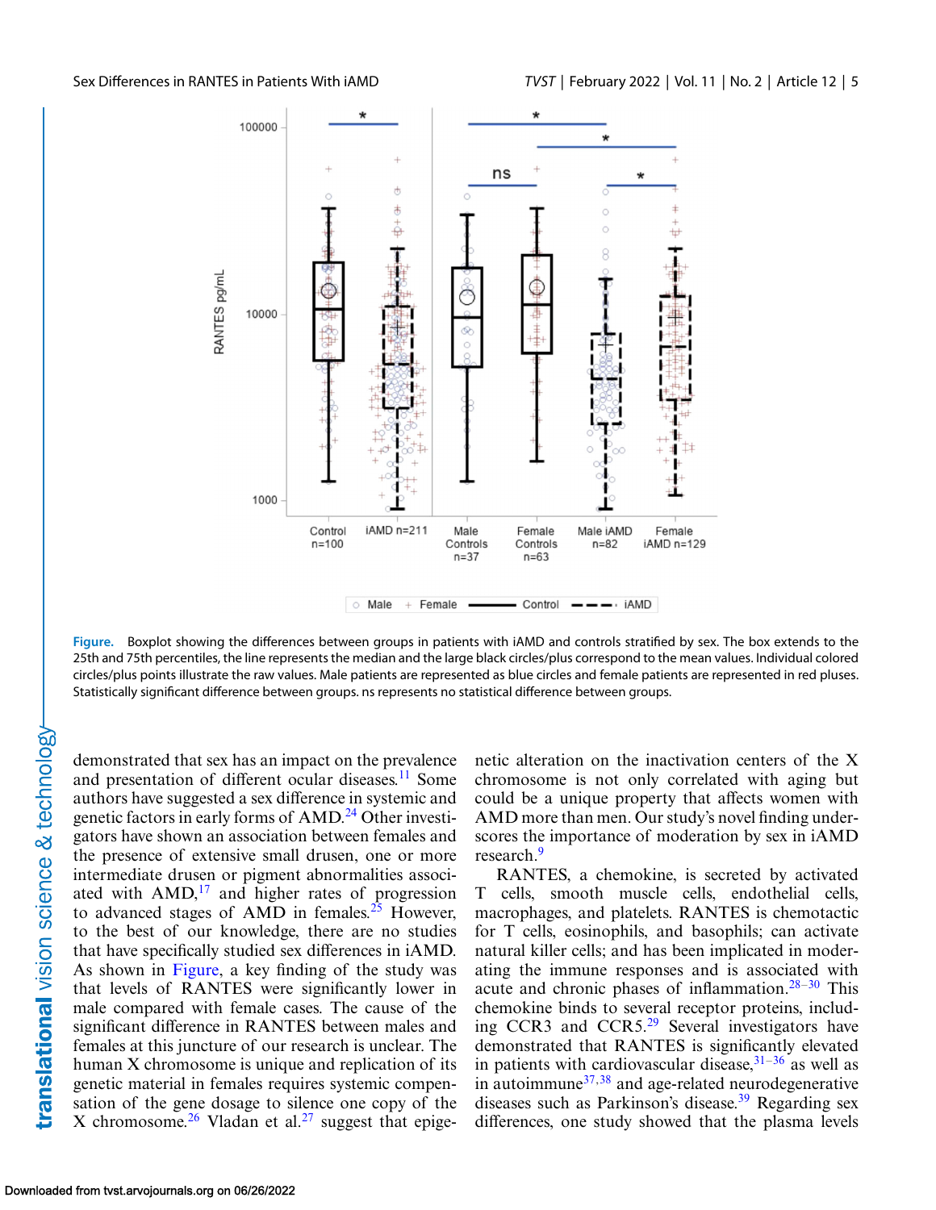**Figure.** Boxplot showing the differences between groups in patients with iAMD and controls stratified by sex. The box extends to the 25th and 75th percentiles, the line represents the median and the large black circles/plus correspond to the mean values. Individual colored circles/plus points illustrate the raw values. Male patients are represented as blue circles and female patients are represented in red pluses. Statistically significant difference between groups. ns represents no statistical difference between groups.

demonstrated that sex has an impact on the prevalence and presentation of different ocular diseases.[11] Some authors have suggested a sex difference in systemic and genetic factors in early forms of AMD.[24] Other investigators have shown an association between females and the presence of extensive small drusen, one or more intermediate drusen or pigment abnormalities associated with AMD,[17] and higher rates of progression to advanced stages of AMD in females.[25] However, to the best of our knowledge, there are no studies that have specifically studied sex differences in iAMD. As shown in Figure, a key finding of the study was that levels of RANTES were significantly lower in male compared with female cases. The cause of the significant difference in RANTES between males and females at this juncture of our research is unclear. The human X chromosome is unique and replication of its genetic material in females requires systemic compensation of the gene dosage to silence one copy of the X chromosome.[26] Vladan et al.[27] suggest that epigenetic alteration on the inactivation centers of the X chromosome is not only correlated with aging but could be a unique property that affects women with AMD more than men. Our study's novel finding underscores the importance of moderation by sex in iAMD research.[9]

RANTES, a chemokine, is secreted by activated T cells, smooth muscle cells, endothelial cells, macrophages, and platelets. RANTES is chemotactic for T cells, eosinophils, and basophils; can activate natural killer cells; and has been implicated in moderating the immune responses and is associated with acute and chronic phases of inflammation.[28–30] This chemokine binds to several receptor proteins, including CCR3 and CCR5.[29] Several investigators have demonstrated that RANTES is significantly elevated in patients with cardiovascular disease,[31–36] as well as in autoimmune[37,38] and age-related neurodegenerative diseases such as Parkinson's disease.[39] Regarding sex differences, one study showed that the plasma levels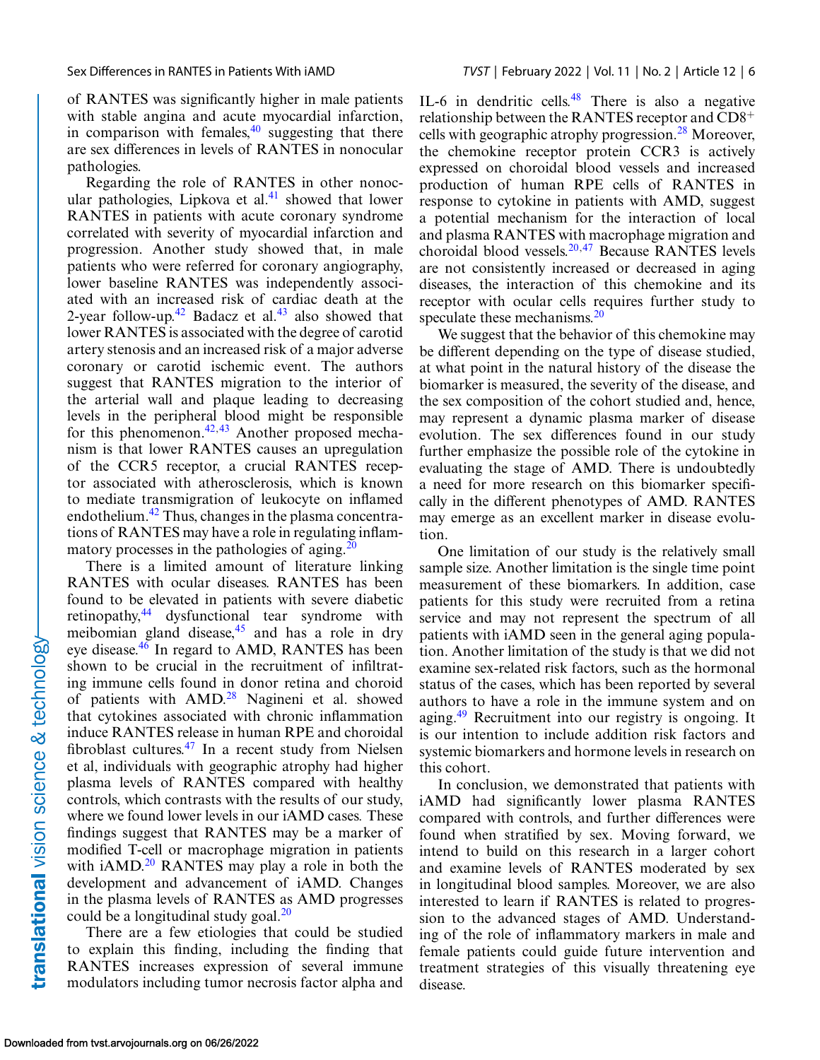of RANTES was significantly higher in male patients with stable angina and acute myocardial infarction, in comparison with females,[40] suggesting that there are sex differences in levels of RANTES in nonocular pathologies.

Regarding the role of RANTES in other nonocular pathologies, Lipkova et al.[41] showed that lower RANTES in patients with acute coronary syndrome correlated with severity of myocardial infarction and progression. Another study showed that, in male patients who were referred for coronary angiography, lower baseline RANTES was independently associated with an increased risk of cardiac death at the 2-year follow-up.[42] Badacz et al.[43] also showed that lower RANTES is associated with the degree of carotid artery stenosis and an increased risk of a major adverse coronary or carotid ischemic event. The authors suggest that RANTES migration to the interior of the arterial wall and plaque leading to decreasing levels in the peripheral blood might be responsible for this phenomenon.[42,43] Another proposed mechanism is that lower RANTES causes an upregulation of the CCR5 receptor, a crucial RANTES receptor associated with atherosclerosis, which is known to mediate transmigration of leukocyte on inflamed endothelium.[42] Thus, changes in the plasma concentrations of RANTES may have a role in regulating inflammatory processes in the pathologies of aging.[20]

There is a limited amount of literature linking RANTES with ocular diseases. RANTES has been found to be elevated in patients with severe diabetic retinopathy,[44] dysfunctional tear syndrome with meibomian gland disease,[45] and has a role in dry eye disease.[46] In regard to AMD, RANTES has been shown to be crucial in the recruitment of infiltrating immune cells found in donor retina and choroid of patients with AMD.[28] Nagineni et al. showed that cytokines associated with chronic inflammation induce RANTES release in human RPE and choroidal fibroblast cultures.[47] In a recent study from Nielsen et al, individuals with geographic atrophy had higher plasma levels of RANTES compared with healthy controls, which contrasts with the results of our study, where we found lower levels in our iAMD cases. These findings suggest that RANTES may be a marker of modified T-cell or macrophage migration in patients with iAMD.[20] RANTES may play a role in both the development and advancement of iAMD. Changes in the plasma levels of RANTES as AMD progresses could be a longitudinal study goal.[20]

There are a few etiologies that could be studied to explain this finding, including the finding that RANTES increases expression of several immune modulators including tumor necrosis factor alpha and IL-6 in dendritic cells.[48] There is also a negative relationship between the RANTES receptor and $CD8^+$ cells with geographic atrophy progression.[28] Moreover, the chemokine receptor protein CCR3 is actively expressed on choroidal blood vessels and increased production of human RPE cells of RANTES in response to cytokine in patients with AMD, suggest a potential mechanism for the interaction of local and plasma RANTES with macrophage migration and choroidal blood vessels.[20,47] Because RANTES levels are not consistently increased or decreased in aging diseases, the interaction of this chemokine and its receptor with ocular cells requires further study to speculate these mechanisms.[20]

We suggest that the behavior of this chemokine may be different depending on the type of disease studied, at what point in the natural history of the disease the biomarker is measured, the severity of the disease, and the sex composition of the cohort studied and, hence, may represent a dynamic plasma marker of disease evolution. The sex differences found in our study further emphasize the possible role of the cytokine in evaluating the stage of AMD. There is undoubtedly a need for more research on this biomarker specifically in the different phenotypes of AMD. RANTES may emerge as an excellent marker in disease evolution.

One limitation of our study is the relatively small sample size. Another limitation is the single time point measurement of these biomarkers. In addition, case patients for this study were recruited from a retina service and may not represent the spectrum of all patients with iAMD seen in the general aging population. Another limitation of the study is that we did not examine sex-related risk factors, such as the hormonal status of the cases, which has been reported by several authors to have a role in the immune system and on aging.[49] Recruitment into our registry is ongoing. It is our intention to include addition risk factors and systemic biomarkers and hormone levels in research on this cohort.

In conclusion, we demonstrated that patients with iAMD had significantly lower plasma RANTES compared with controls, and further differences were found when stratified by sex. Moving forward, we intend to build on this research in a larger cohort and examine levels of RANTES moderated by sex in longitudinal blood samples. Moreover, we are also interested to learn if RANTES is related to progression to the advanced stages of AMD. Understanding of the role of inflammatory markers in male and female patients could guide future intervention and treatment strategies of this visually threatening eye disease.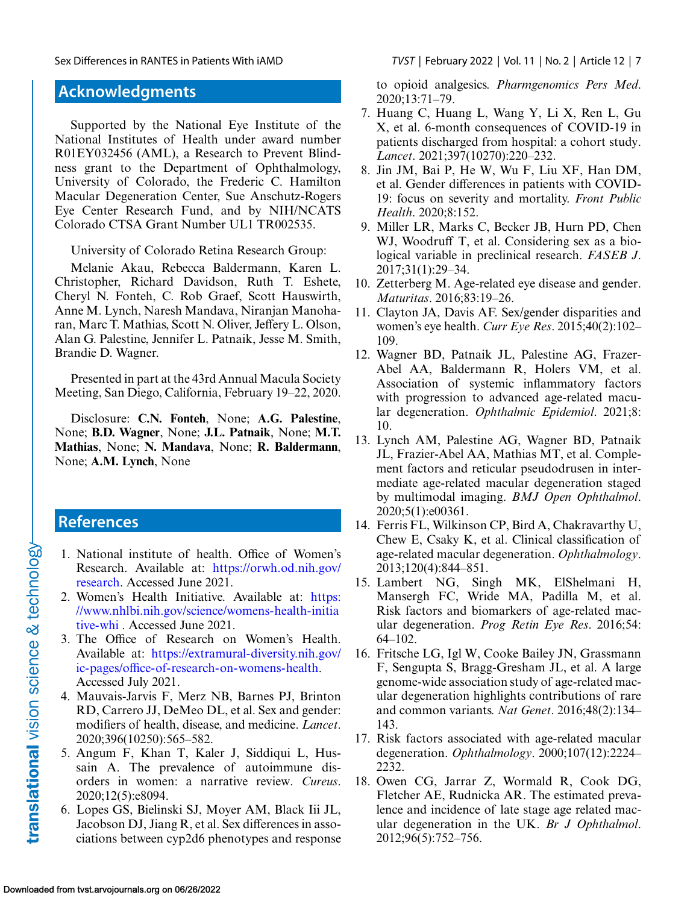## Acknowledgments

Supported by the National Eye Institute of the National Institutes of Health under award number R01EY032456 (AML), a Research to Prevent Blindness grant to the Department of Ophthalmology, University of Colorado, the Frederic C. Hamilton Macular Degeneration Center, Sue Anschutz-Rogers Eye Center Research Fund, and by NIH/NCATS Colorado CTSA Grant Number UL1 TR002535.

University of Colorado Retina Research Group:

Melanie Akau, Rebecca Baldermann, Karen L. Christopher, Richard Davidson, Ruth T. Eshete, Cheryl N. Fonteh, C. Rob Graef, Scott Hauswirth, Anne M. Lynch, Naresh Mandava, Niranjan Manoharan, Marc T. Mathias, Scott N. Oliver, Jeffery L. Olson, Alan G. Palestine, Jennifer L. Patnaik, Jesse M. Smith, Brandie D. Wagner.

Presented in part at the 43rd Annual Macula Society Meeting, San Diego, California, February 19–22, 2020.

Disclosure: **C.N. Fonteh**, None; **A.G. Palestine**, None; **B.D. Wagner**, None; **J.L. Patnaik**, None; **M.T. Mathias**, None; **N. Mandava**, None; **R. Baldermann**, None; **A.M. Lynch**, None

## References

1. National institute of health. Office of Women's Research. Available at: https://orwh.od.nih.gov/research. Accessed June 2021.
2. Women's Health Initiative. Available at: https://www.nhlbi.nih.gov/science/womens-health-initiative-whi . Accessed June 2021.
3. The Office of Research on Women's Health. Available at: https://extramural-diversity.nih.gov/ic-pages/office-of-research-on-womens-health. Accessed July 2021.
4. Mauvais-Jarvis F, Merz NB, Barnes PJ, Brinton RD, Carrero JJ, DeMeo DL, et al. Sex and gender: modifiers of health, disease, and medicine. *Lancet*. 2020;396(10250):565–582.
5. Angum F, Khan T, Kaler J, Siddiqui L, Hussain A. The prevalence of autoimmune disorders in women: a narrative review. *Cureus*. 2020;12(5):e8094.
6. Lopes GS, Bielinski SJ, Moyer AM, Black Iii JL, Jacobson DJ, Jiang R, et al. Sex differences in associations between cyp2d6 phenotypes and response to opioid analgesics. *Pharmgenomics Pers Med*. 2020;13:71–79.
7. Huang C, Huang L, Wang Y, Li X, Ren L, Gu X, et al. 6-month consequences of COVID-19 in patients discharged from hospital: a cohort study. *Lancet*. 2021;397(10270):220–232.
8. Jin JM, Bai P, He W, Wu F, Liu XF, Han DM, et al. Gender differences in patients with COVID-19: focus on severity and mortality. *Front Public Health*. 2020;8:152.
9. Miller LR, Marks C, Becker JB, Hurn PD, Chen WJ, Woodruff T, et al. Considering sex as a biological variable in preclinical research. *FASEB J*. 2017;31(1):29–34.
10. Zetterberg M. Age-related eye disease and gender. *Maturitas*. 2016;83:19–26.
11. Clayton JA, Davis AF. Sex/gender disparities and women's eye health. *Curr Eye Res*. 2015;40(2):102–109.
12. Wagner BD, Patnaik JL, Palestine AG, Frazer-Abel AA, Baldermann R, Holers VM, et al. Association of systemic inflammatory factors with progression to advanced age-related macular degeneration. *Ophthalmic Epidemiol*. 2021;8:10.
13. Lynch AM, Palestine AG, Wagner BD, Patnaik JL, Frazier-Abel AA, Mathias MT, et al. Complement factors and reticular pseudodrusen in intermediate age-related macular degeneration staged by multimodal imaging. *BMJ Open Ophthalmol*. 2020;5(1):e00361.
14. Ferris FL, Wilkinson CP, Bird A, Chakravarthy U, Chew E, Csaky K, et al. Clinical classification of age-related macular degeneration. *Ophthalmology*. 2013;120(4):844–851.
15. Lambert NG, Singh MK, ElShelmani H, Mansergh FC, Wride MA, Padilla M, et al. Risk factors and biomarkers of age-related macular degeneration. *Prog Retin Eye Res*. 2016;54:64–102.
16. Fritsche LG, Igl W, Cooke Bailey JN, Grassmann F, Sengupta S, Bragg-Gresham JL, et al. A large genome-wide association study of age-related macular degeneration highlights contributions of rare and common variants. *Nat Genet*. 2016;48(2):134–143.
17. Risk factors associated with age-related macular degeneration. *Ophthalmology*. 2000;107(12):2224–2232.
18. Owen CG, Jarrar Z, Wormald R, Cook DG, Fletcher AE, Rudnicka AR. The estimated prevalence and incidence of late stage age related macular degeneration in the UK. *Br J Ophthalmol*. 2012;96(5):752–756.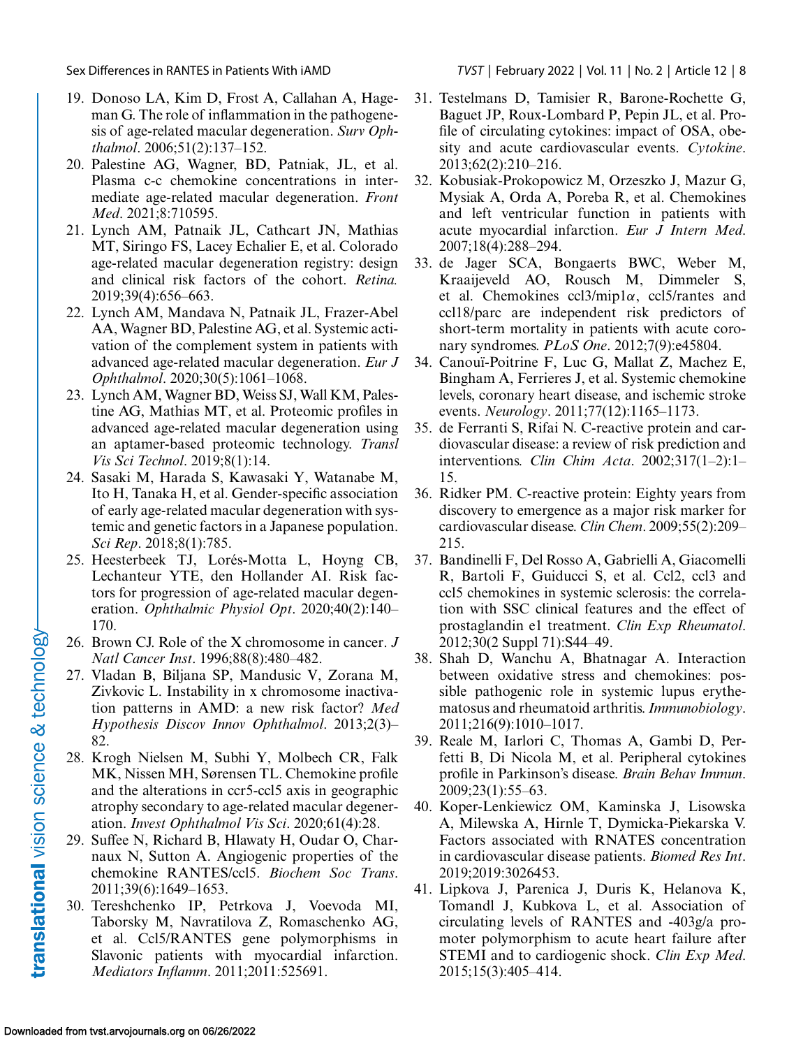19. Donoso LA, Kim D, Frost A, Callahan A, Hageman G. The role of inflammation in the pathogenesis of age-related macular degeneration. *Surv Ophthalmol*. 2006;51(2):137–152.
20. Palestine AG, Wagner, BD, Patniak, JL, et al. Plasma c-c chemokine concentrations in intermediate age-related macular degeneration. *Front Med*. 2021;8:710595.
21. Lynch AM, Patnaik JL, Cathcart JN, Mathias MT, Siringo FS, Lacey Echalier E, et al. Colorado age-related macular degeneration registry: design and clinical risk factors of the cohort. *Retina.* 2019;39(4):656–663.
22. Lynch AM, Mandava N, Patnaik JL, Frazer-Abel AA, Wagner BD, Palestine AG, et al. Systemic activation of the complement system in patients with advanced age-related macular degeneration. *Eur J Ophthalmol*. 2020;30(5):1061–1068.
23. Lynch AM, Wagner BD, Weiss SJ, Wall KM, Palestine AG, Mathias MT, et al. Proteomic profiles in advanced age-related macular degeneration using an aptamer-based proteomic technology. *Transl Vis Sci Technol*. 2019;8(1):14.
24. Sasaki M, Harada S, Kawasaki Y, Watanabe M, Ito H, Tanaka H, et al. Gender-specific association of early age-related macular degeneration with systemic and genetic factors in a Japanese population. *Sci Rep*. 2018;8(1):785.
25. Heesterbeek TJ, Lorés-Motta L, Hoyng CB, Lechanteur YTE, den Hollander AI. Risk factors for progression of age-related macular degeneration. *Ophthalmic Physiol Opt*. 2020;40(2):140–170.
26. Brown CJ. Role of the X chromosome in cancer. *J Natl Cancer Inst*. 1996;88(8):480–482.
27. Vladan B, Biljana SP, Mandusic V, Zorana M, Zivkovic L. Instability in x chromosome inactivation patterns in AMD: a new risk factor? *Med Hypothesis Discov Innov Ophthalmol*. 2013;2(3)–82.
28. Krogh Nielsen M, Subhi Y, Molbech CR, Falk MK, Nissen MH, Sørensen TL. Chemokine profile and the alterations in ccr5-ccl5 axis in geographic atrophy secondary to age-related macular degeneration. *Invest Ophthalmol Vis Sci*. 2020;61(4):28.
29. Suffee N, Richard B, Hlawaty H, Oudar O, Charnaux N, Sutton A. Angiogenic properties of the chemokine RANTES/ccl5. *Biochem Soc Trans*. 2011;39(6):1649–1653.
30. Tereshchenko IP, Petrkova J, Voevoda MI, Taborsky M, Navratilova Z, Romaschenko AG, et al. Ccl5/RANTES gene polymorphisms in Slavonic patients with myocardial infarction. *Mediators Inflamm*. 2011;2011:525691.
31. Testelmans D, Tamisier R, Barone-Rochette G, Baguet JP, Roux-Lombard P, Pepin JL, et al. Profile of circulating cytokines: impact of OSA, obesity and acute cardiovascular events. *Cytokine*. 2013;62(2):210–216.
32. Kobusiak-Prokopowicz M, Orzeszko J, Mazur G, Mysiak A, Orda A, Poreba R, et al. Chemokines and left ventricular function in patients with acute myocardial infarction. *Eur J Intern Med*. 2007;18(4):288–294.
33. de Jager SCA, Bongaerts BWC, Weber M, Kraaijeveld AO, Rousch M, Dimmeler S, et al. Chemokines ccl3/mip1$\alpha$, ccl5/rantes and ccl18/parc are independent risk predictors of short-term mortality in patients with acute coronary syndromes. *PLoS One*. 2012;7(9):e45804.
34. Canouï-Poitrine F, Luc G, Mallat Z, Machez E, Bingham A, Ferrieres J, et al. Systemic chemokine levels, coronary heart disease, and ischemic stroke events. *Neurology*. 2011;77(12):1165–1173.
35. de Ferranti S, Rifai N. C-reactive protein and cardiovascular disease: a review of risk prediction and interventions. *Clin Chim Acta*. 2002;317(1–2):1–15.
36. Ridker PM. C-reactive protein: Eighty years from discovery to emergence as a major risk marker for cardiovascular disease. *Clin Chem*. 2009;55(2):209–215.
37. Bandinelli F, Del Rosso A, Gabrielli A, Giacomelli R, Bartoli F, Guiducci S, et al. Ccl2, ccl3 and ccl5 chemokines in systemic sclerosis: the correlation with SSC clinical features and the effect of prostaglandin e1 treatment. *Clin Exp Rheumatol*. 2012;30(2 Suppl 71):S44–49.
38. Shah D, Wanchu A, Bhatnagar A. Interaction between oxidative stress and chemokines: possible pathogenic role in systemic lupus erythematosus and rheumatoid arthritis. *Immunobiology*. 2011;216(9):1010–1017.
39. Reale M, Iarlori C, Thomas A, Gambi D, Perfetti B, Di Nicola M, et al. Peripheral cytokines profile in Parkinson's disease. *Brain Behav Immun*. 2009;23(1):55–63.
40. Koper-Lenkiewicz OM, Kaminska J, Lisowska A, Milewska A, Hirnle T, Dymicka-Piekarska V. Factors associated with RNATES concentration in cardiovascular disease patients. *Biomed Res Int*. 2019;2019:3026453.
41. Lipkova J, Parenica J, Duris K, Helanova K, Tomandl J, Kubkova L, et al. Association of circulating levels of RANTES and -403g/a promoter polymorphism to acute heart failure after STEMI and to cardiogenic shock. *Clin Exp Med*. 2015;15(3):405–414.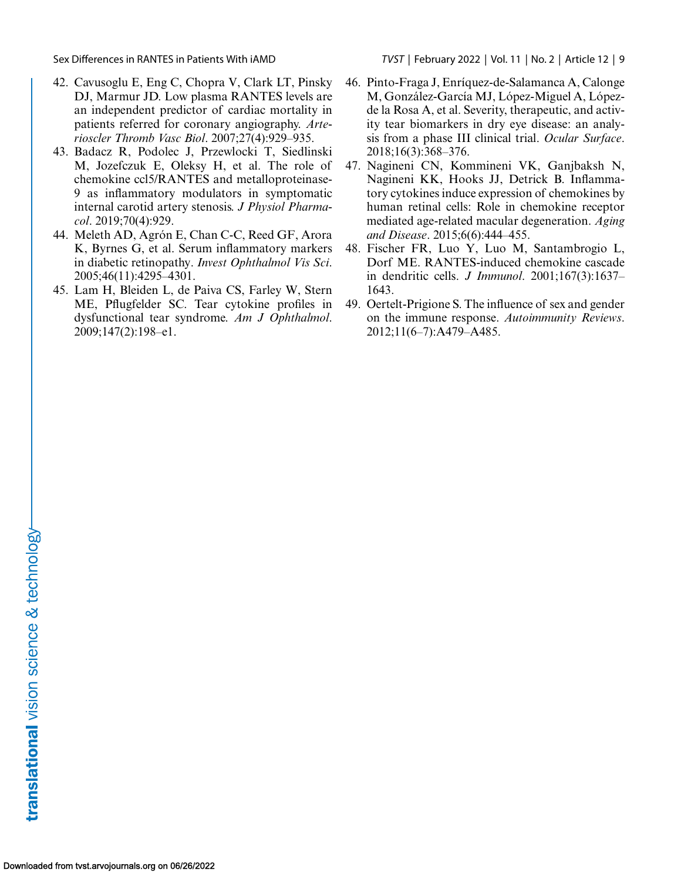42. Cavusoglu E, Eng C, Chopra V, Clark LT, Pinsky DJ, Marmur JD. Low plasma RANTES levels are an independent predictor of cardiac mortality in patients referred for coronary angiography. *Arterioscler Thromb Vasc Biol*. 2007;27(4):929–935.
43. Badacz R, Podolec J, Przewlocki T, Siedlinski M, Jozefczuk E, Oleksy H, et al. The role of chemokine ccl5/RANTES and metalloproteinase-9 as inflammatory modulators in symptomatic internal carotid artery stenosis. *J Physiol Pharmacol*. 2019;70(4):929.
44. Meleth AD, Agrón E, Chan C-C, Reed GF, Arora K, Byrnes G, et al. Serum inflammatory markers in diabetic retinopathy. *Invest Ophthalmol Vis Sci*. 2005;46(11):4295–4301.
45. Lam H, Bleiden L, de Paiva CS, Farley W, Stern ME, Pflugfelder SC. Tear cytokine profiles in dysfunctional tear syndrome. *Am J Ophthalmol*. 2009;147(2):198–e1.
46. Pinto-Fraga J, Enríquez-de-Salamanca A, Calonge M, González-García MJ, López-Miguel A, López-de la Rosa A, et al. Severity, therapeutic, and activity tear biomarkers in dry eye disease: an analysis from a phase III clinical trial. *Ocular Surface*. 2018;16(3):368–376.
47. Nagineni CN, Kommineni VK, Ganjbaksh N, Nagineni KK, Hooks JJ, Detrick B. Inflammatory cytokines induce expression of chemokines by human retinal cells: Role in chemokine receptor mediated age-related macular degeneration. *Aging and Disease*. 2015;6(6):444–455.
48. Fischer FR, Luo Y, Luo M, Santambrogio L, Dorf ME. RANTES-induced chemokine cascade in dendritic cells. *J Immunol*. 2001;167(3):1637–1643.
49. Oertelt-Prigione S. The influence of sex and gender on the immune response. *Autoimmunity Reviews*. 2012;11(6–7):A479–A485.